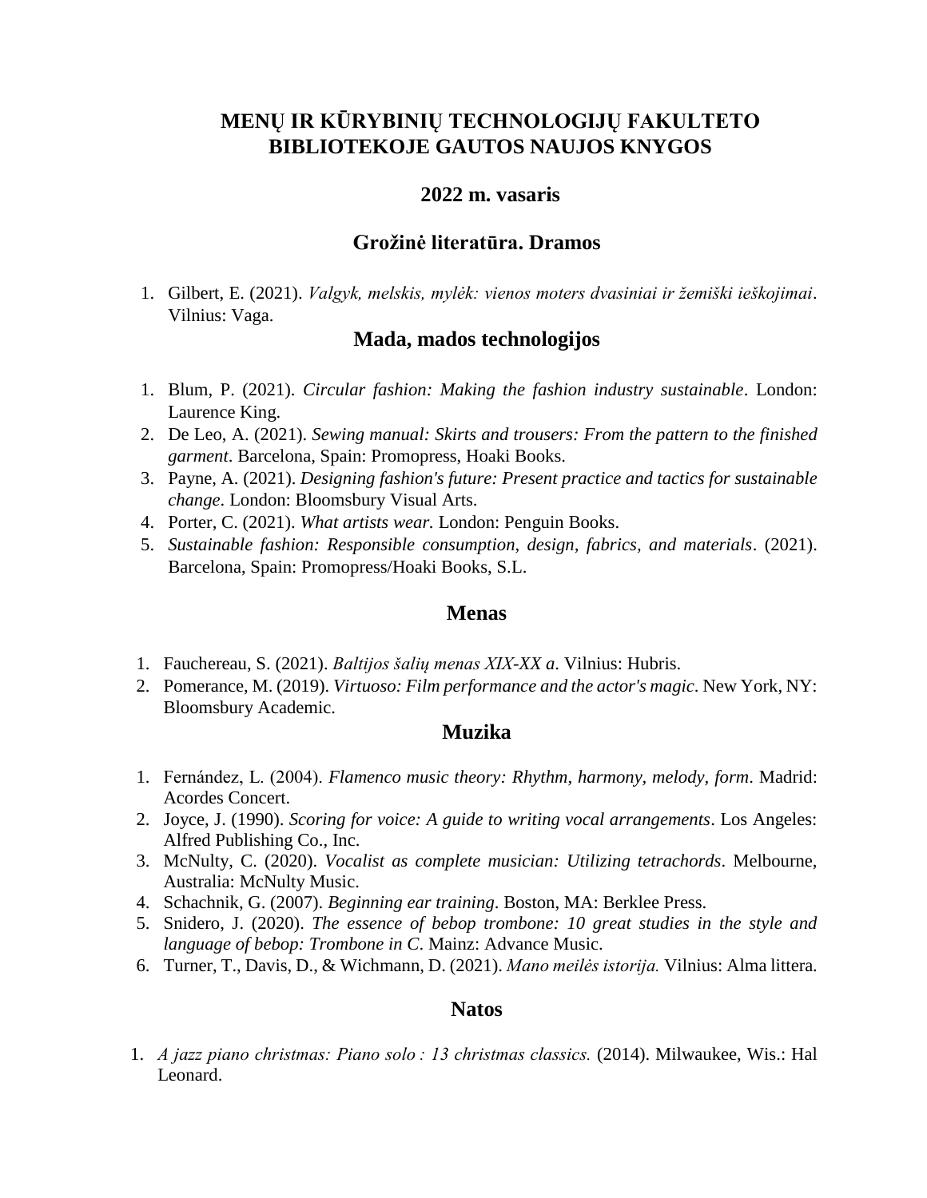# MENŲ IR KŪRYBINIŲ TECHNOLOGIJŲ FAKULTETO BIBLIOTEKOJE GAUTOS NAUJOS KNYGOS

## 2022 m. vasaris

## Grožinė literatūra. Dramos

1. Gilbert, E. (2021). *Valgyk, melskis, mylėk: vienos moters dvasiniai ir žemiški ieškojimai*. Vilnius: Vaga.

## Mada, mados technologijos

1. Blum, P. (2021). *Circular fashion: Making the fashion industry sustainable*. London: Laurence King.
2. De Leo, A. (2021). *Sewing manual: Skirts and trousers: From the pattern to the finished garment*. Barcelona, Spain: Promopress, Hoaki Books.
3. Payne, A. (2021). *Designing fashion's future: Present practice and tactics for sustainable change*. London: Bloomsbury Visual Arts.
4. Porter, C. (2021). *What artists wear.* London: Penguin Books.
5. *Sustainable fashion: Responsible consumption, design, fabrics, and materials*. (2021). Barcelona, Spain: Promopress/Hoaki Books, S.L.

## Menas

1. Fauchereau, S. (2021). *Baltijos šalių menas XIX-XX a*. Vilnius: Hubris.
2. Pomerance, M. (2019). *Virtuoso: Film performance and the actor's magic*. New York, NY: Bloomsbury Academic.

## Muzika

1. Fernández, L. (2004). *Flamenco music theory: Rhythm, harmony, melody, form*. Madrid: Acordes Concert.
2. Joyce, J. (1990). *Scoring for voice: A guide to writing vocal arrangements*. Los Angeles: Alfred Publishing Co., Inc.
3. McNulty, C. (2020). *Vocalist as complete musician: Utilizing tetrachords*. Melbourne, Australia: McNulty Music.
4. Schachnik, G. (2007). *Beginning ear training*. Boston, MA: Berklee Press.
5. Snidero, J. (2020). *The essence of bebop trombone: 10 great studies in the style and language of bebop: Trombone in C*. Mainz: Advance Music.
6. Turner, T., Davis, D., & Wichmann, D. (2021). *Mano meilės istorija.* Vilnius: Alma littera.

## Natos

1. *A jazz piano christmas: Piano solo : 13 christmas classics.* (2014). Milwaukee, Wis.: Hal Leonard.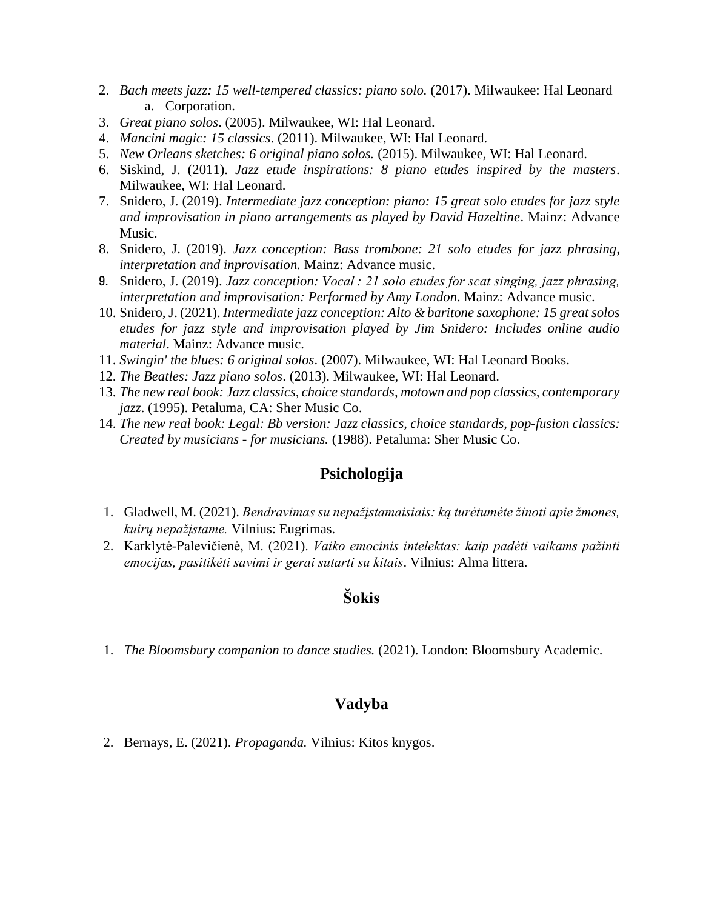2. *Bach meets jazz: 15 well-tempered classics: piano solo.* (2017). Milwaukee: Hal Leonard
    a. Corporation.
3. *Great piano solos*. (2005). Milwaukee, WI: Hal Leonard.
4. *Mancini magic: 15 classics*. (2011). Milwaukee, WI: Hal Leonard.
5. *New Orleans sketches: 6 original piano solos.* (2015). Milwaukee, WI: Hal Leonard.
6. Siskind, J. (2011). *Jazz etude inspirations: 8 piano etudes inspired by the masters*. Milwaukee, WI: Hal Leonard.
7. Snidero, J. (2019). *Intermediate jazz conception: piano: 15 great solo etudes for jazz style and improvisation in piano arrangements as played by David Hazeltine*. Mainz: Advance Music.
8. Snidero, J. (2019). *Jazz conception: Bass trombone: 21 solo etudes for jazz phrasing, interpretation and inprovisation.* Mainz: Advance music.
9. Snidero, J. (2019). *Jazz conception: Vocal : 21 solo etudes for scat singing, jazz phrasing, interpretation and improvisation: Performed by Amy London*. Mainz: Advance music.
10. Snidero, J. (2021). *Intermediate jazz conception: Alto & baritone saxophone: 15 great solos etudes for jazz style and improvisation played by Jim Snidero: Includes online audio material*. Mainz: Advance music.
11. *Swingin' the blues: 6 original solos*. (2007). Milwaukee, WI: Hal Leonard Books.
12. *The Beatles: Jazz piano solos*. (2013). Milwaukee, WI: Hal Leonard.
13. *The new real book: Jazz classics, choice standards, motown and pop classics, contemporary jazz*. (1995). Petaluma, CA: Sher Music Co.
14. *The new real book: Legal: Bb version: Jazz classics, choice standards, pop-fusion classics: Created by musicians - for musicians.* (1988). Petaluma: Sher Music Co.

## Psichologija

1. Gladwell, M. (2021). *Bendravimas su nepažįstamaisiais: ką turėtumėte žinoti apie žmones, kurių nepažįstame.* Vilnius: Eugrimas.
2. Karklytė-Palevičienė, M. (2021). *Vaiko emocinis intelektas: kaip padėti vaikams pažinti emocijas, pasitikėti savimi ir gerai sutarti su kitais*. Vilnius: Alma littera.

## Šokis

1. *The Bloomsbury companion to dance studies.* (2021). London: Bloomsbury Academic.

## Vadyba

2. Bernays, E. (2021). *Propaganda.* Vilnius: Kitos knygos.